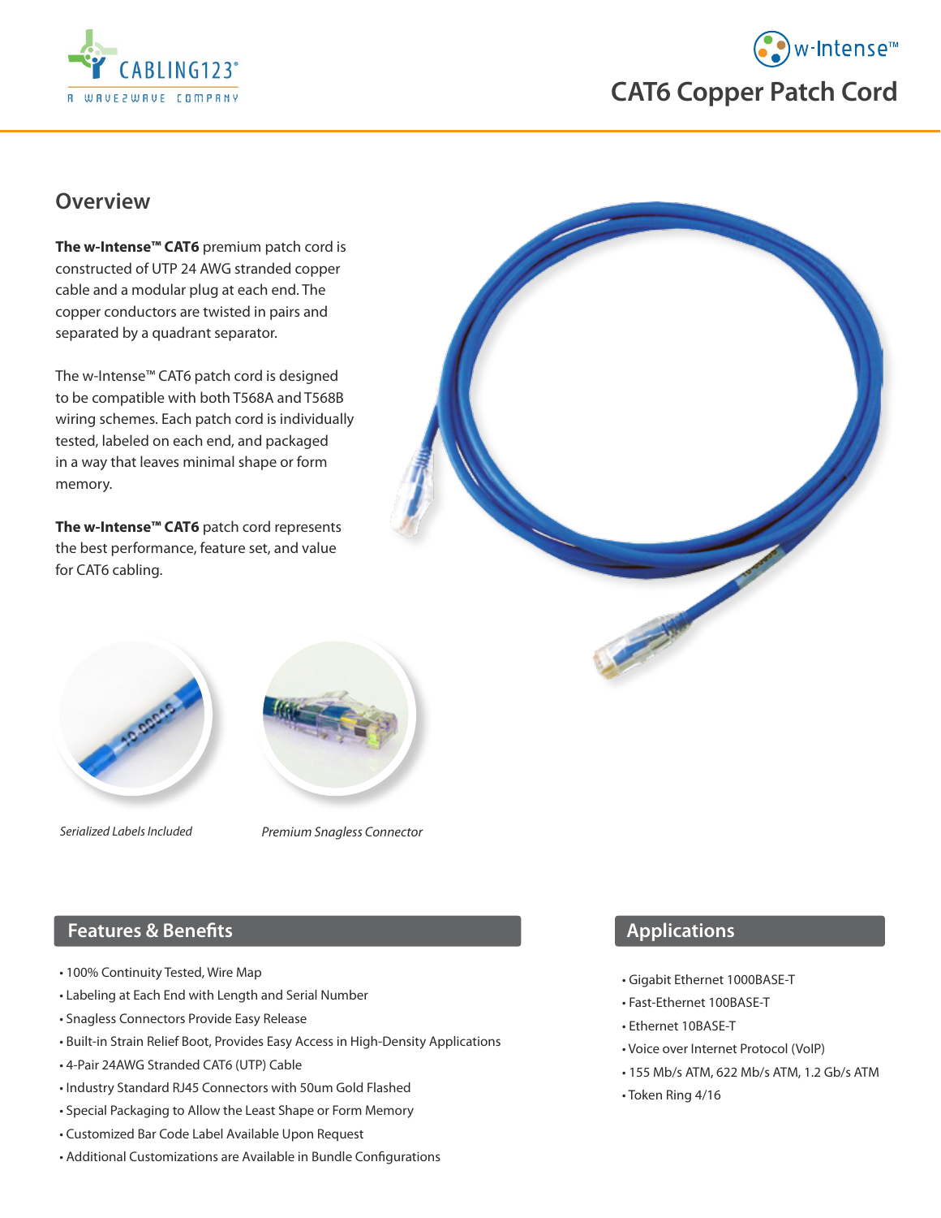# CAT6 Copper Patch Cord

## Overview

**The w-Intense™ CAT6** premium patch cord is constructed of UTP 24 AWG stranded copper cable and a modular plug at each end. The copper conductors are twisted in pairs and separated by a quadrant separator.

The w-Intense™ CAT6 patch cord is designed to be compatible with both T568A and T568B wiring schemes. Each patch cord is individually tested, labeled on each end, and packaged in a way that leaves minimal shape or form memory.

**The w-Intense™ CAT6** patch cord represents the best performance, feature set, and value for CAT6 cabling.

*Serialized Labels Included*

*Premium Snagless Connector*

## Features & Benefits

- 100% Continuity Tested, Wire Map
- Labeling at Each End with Length and Serial Number
- Snagless Connectors Provide Easy Release
- Built-in Strain Relief Boot, Provides Easy Access in High-Density Applications
- 4-Pair 24AWG Stranded CAT6 (UTP) Cable
- Industry Standard RJ45 Connectors with 50um Gold Flashed
- Special Packaging to Allow the Least Shape or Form Memory
- Customized Bar Code Label Available Upon Request
- Additional Customizations are Available in Bundle Configurations

## Applications

- Gigabit Ethernet 1000BASE-T
- Fast-Ethernet 100BASE-T
- Ethernet 10BASE-T
- Voice over Internet Protocol (VoIP)
- 155 Mb/s ATM, 622 Mb/s ATM, 1.2 Gb/s ATM
- Token Ring 4/16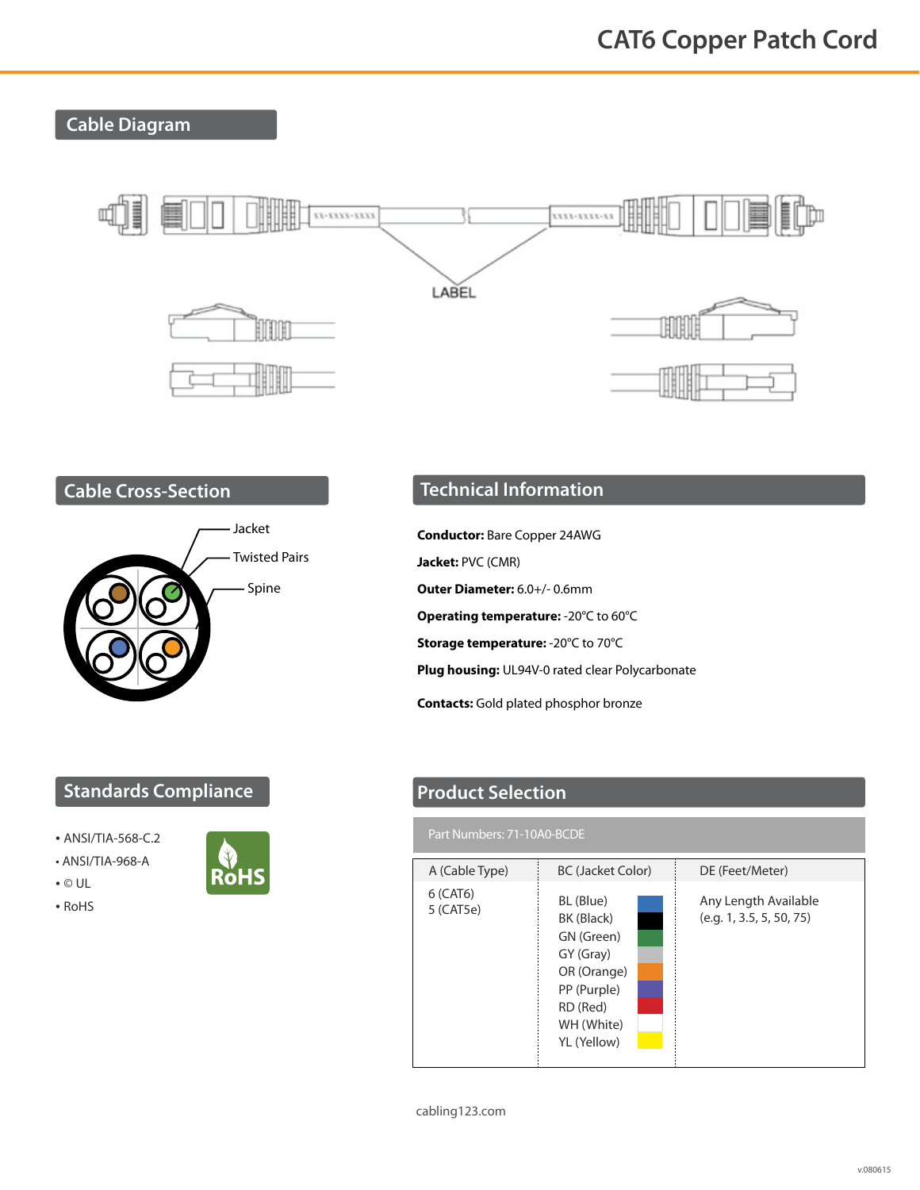# CAT6 Copper Patch Cord

## Cable Diagram

XX-XXXX-XXXX

XXXX-XXXX-XX

LABEL

## Cable Cross-Section

Jacket

Twisted Pairs

Spine

## Technical Information

**Conductor:** Bare Copper 24AWG

**Jacket:** PVC (CMR)

**Outer Diameter:** 6.0+/- 0.6mm

**Operating temperature:** -20°C to 60°C

**Storage temperature:** -20°C to 70°C

**Plug housing:** UL94V-0 rated clear Polycarbonate

**Contacts:** Gold plated phosphor bronze

## Standards Compliance

- ANSI/TIA-568-C.2
- ANSI/TIA-968-A
- © UL
- RoHS

RoHS

## Product Selection

Part Numbers: 71-10A0-BCDE

| A (Cable Type) | BC (Jacket Color) | DE (Feet/Meter) |
|---|---|---|
| 6 (CAT6)<br>5 (CAT5e) | BL (Blue)<br>BK (Black)<br>GN (Green)<br>GY (Gray)<br>OR (Orange)<br>PP (Purple)<br>RD (Red)<br>WH (White)<br>YL (Yellow) | Any Length Available<br>(e.g. 1, 3.5, 5, 50, 75) |

cabling123.com

v.080615